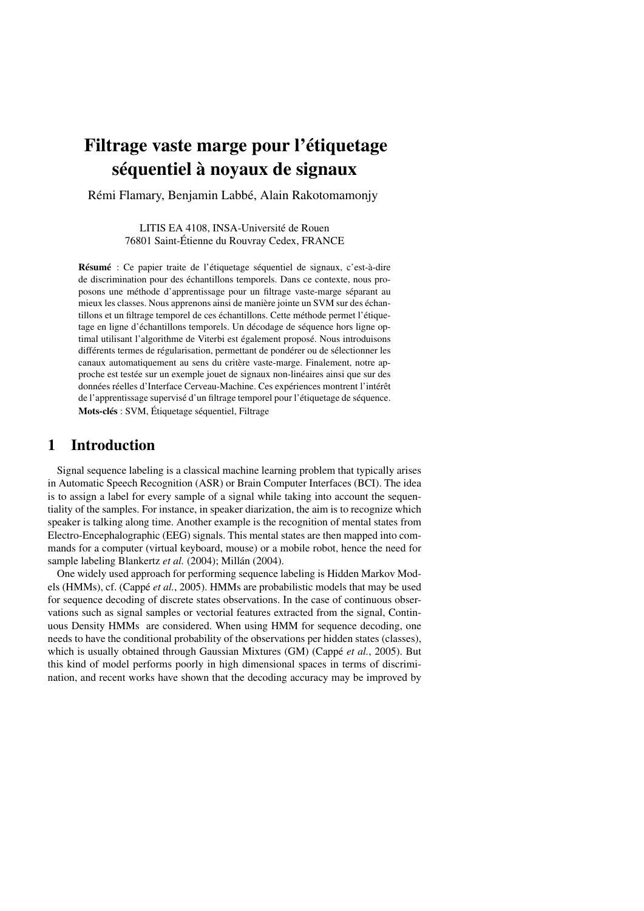# Filtrage vaste marge pour l'étiquetage séquentiel à noyaux de signaux

Rémi Flamary, Benjamin Labbé, Alain Rakotomamonjy

LITIS EA 4108, INSA-Université de Rouen
76801 Saint-Étienne du Rouvray Cedex, FRANCE

**Résumé** : Ce papier traite de l'étiquetage séquentiel de signaux, c'est-à-dire de discrimination pour des échantillons temporels. Dans ce contexte, nous proposons une méthode d'apprentissage pour un filtrage vaste-marge séparant au mieux les classes. Nous apprenons ainsi de manière jointe un SVM sur des échantillons et un filtrage temporel de ces échantillons. Cette méthode permet l'étiquetage en ligne d'échantillons temporels. Un décodage de séquence hors ligne optimal utilisant l'algorithme de Viterbi est également proposé. Nous introduisons différents termes de régularisation, permettant de pondérer ou de sélectionner les canaux automatiquement au sens du critère vaste-marge. Finalement, notre approche est testée sur un exemple jouet de signaux non-linéaires ainsi que sur des données réelles d'Interface Cerveau-Machine. Ces expériences montrent l'intérêt de l'apprentissage supervisé d'un filtrage temporel pour l'étiquetage de séquence.

**Mots-clés** : SVM, Étiquetage séquentiel, Filtrage

## 1 Introduction

Signal sequence labeling is a classical machine learning problem that typically arises in Automatic Speech Recognition (ASR) or Brain Computer Interfaces (BCI). The idea is to assign a label for every sample of a signal while taking into account the sequentiality of the samples. For instance, in speaker diarization, the aim is to recognize which speaker is talking along time. Another example is the recognition of mental states from Electro-Encephalographic (EEG) signals. This mental states are then mapped into commands for a computer (virtual keyboard, mouse) or a mobile robot, hence the need for sample labeling Blankertz *et al.* (2004); Millán (2004).

One widely used approach for performing sequence labeling is Hidden Markov Models (HMMs), cf. (Cappé *et al.*, 2005). HMMs are probabilistic models that may be used for sequence decoding of discrete states observations. In the case of continuous observations such as signal samples or vectorial features extracted from the signal, Continuous Density HMMs are considered. When using HMM for sequence decoding, one needs to have the conditional probability of the observations per hidden states (classes), which is usually obtained through Gaussian Mixtures (GM) (Cappé *et al.*, 2005). But this kind of model performs poorly in high dimensional spaces in terms of discrimination, and recent works have shown that the decoding accuracy may be improved by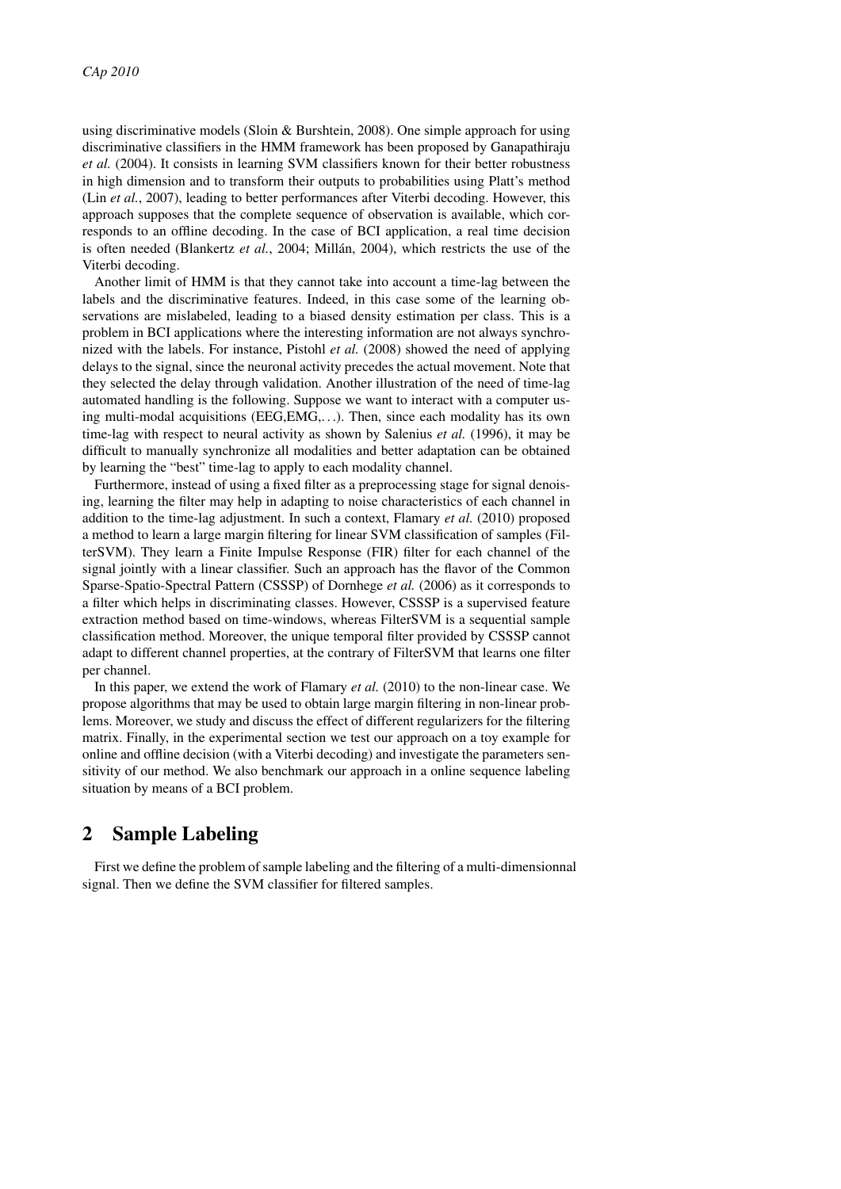using discriminative models (Sloin & Burshtein, 2008). One simple approach for using discriminative classifiers in the HMM framework has been proposed by Ganapathiraju *et al.* (2004). It consists in learning SVM classifiers known for their better robustness in high dimension and to transform their outputs to probabilities using Platt's method (Lin *et al.*, 2007), leading to better performances after Viterbi decoding. However, this approach supposes that the complete sequence of observation is available, which corresponds to an offline decoding. In the case of BCI application, a real time decision is often needed (Blankertz *et al.*, 2004; Millán, 2004), which restricts the use of the Viterbi decoding.

Another limit of HMM is that they cannot take into account a time-lag between the labels and the discriminative features. Indeed, in this case some of the learning observations are mislabeled, leading to a biased density estimation per class. This is a problem in BCI applications where the interesting information are not always synchronized with the labels. For instance, Pistohl *et al.* (2008) showed the need of applying delays to the signal, since the neuronal activity precedes the actual movement. Note that they selected the delay through validation. Another illustration of the need of time-lag automated handling is the following. Suppose we want to interact with a computer using multi-modal acquisitions (EEG,EMG,...). Then, since each modality has its own time-lag with respect to neural activity as shown by Salenius *et al.* (1996), it may be difficult to manually synchronize all modalities and better adaptation can be obtained by learning the "best" time-lag to apply to each modality channel.

Furthermore, instead of using a fixed filter as a preprocessing stage for signal denoising, learning the filter may help in adapting to noise characteristics of each channel in addition to the time-lag adjustment. In such a context, Flamary *et al.* (2010) proposed a method to learn a large margin filtering for linear SVM classification of samples (FilterSVM). They learn a Finite Impulse Response (FIR) filter for each channel of the signal jointly with a linear classifier. Such an approach has the flavor of the Common Sparse-Spatio-Spectral Pattern (CSSSP) of Dornhege *et al.* (2006) as it corresponds to a filter which helps in discriminating classes. However, CSSSP is a supervised feature extraction method based on time-windows, whereas FilterSVM is a sequential sample classification method. Moreover, the unique temporal filter provided by CSSSP cannot adapt to different channel properties, at the contrary of FilterSVM that learns one filter per channel.

In this paper, we extend the work of Flamary *et al.* (2010) to the non-linear case. We propose algorithms that may be used to obtain large margin filtering in non-linear problems. Moreover, we study and discuss the effect of different regularizers for the filtering matrix. Finally, in the experimental section we test our approach on a toy example for online and offline decision (with a Viterbi decoding) and investigate the parameters sensitivity of our method. We also benchmark our approach in a online sequence labeling situation by means of a BCI problem.

## 2 Sample Labeling

First we define the problem of sample labeling and the filtering of a multi-dimensionnal signal. Then we define the SVM classifier for filtered samples.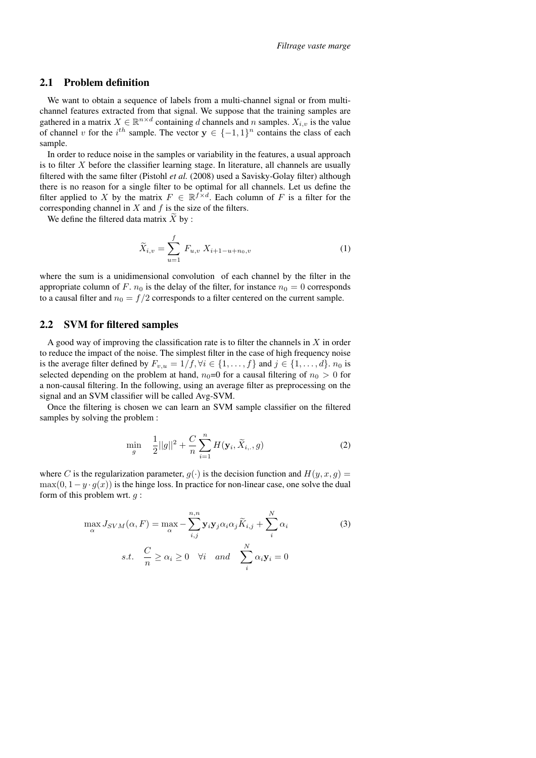## 2.1 Problem definition

We want to obtain a sequence of labels from a multi-channel signal or from multi-channel features extracted from that signal. We suppose that the training samples are gathered in a matrix $X \in \mathbb{R}^{n \times d}$ containing $d$ channels and $n$ samples. $X_{i,v}$ is the value of channel $v$ for the $i^{th}$ sample. The vector $\mathbf{y} \in \{-1, 1\}^n$ contains the class of each sample.

In order to reduce noise in the samples or variability in the features, a usual approach is to filter $X$ before the classifier learning stage. In literature, all channels are usually filtered with the same filter (Pistohl *et al.* (2008) used a Savisky-Golay filter) although there is no reason for a single filter to be optimal for all channels. Let us define the filter applied to $X$ by the matrix $F \in \mathbb{R}^{f \times d}$. Each column of $F$ is a filter for the corresponding channel in $X$ and $f$ is the size of the filters.

We define the filtered data matrix $\widetilde{X}$ by :

$$\widetilde{X}_{i,v} = \sum_{u=1}^{f} F_{u,v} \, X_{i+1-u+n_0,v} \tag{1}$$

where the sum is a unidimensional convolution of each channel by the filter in the appropriate column of $F$. $n_0$ is the delay of the filter, for instance $n_0 = 0$ corresponds to a causal filter and $n_0 = f/2$ corresponds to a filter centered on the current sample.

## 2.2 SVM for filtered samples

A good way of improving the classification rate is to filter the channels in $X$ in order to reduce the impact of the noise. The simplest filter in the case of high frequency noise is the average filter defined by $F_{v,u} = 1/f, \forall i \in \{1, \ldots, f\}$ and $j \in \{1, \ldots, d\}$. $n_0$ is selected depending on the problem at hand, $n_0$=0 for a causal filtering of $n_0 > 0$ for a non-causal filtering. In the following, using an average filter as preprocessing on the signal and an SVM classifier will be called Avg-SVM.

Once the filtering is chosen we can learn an SVM sample classifier on the filtered samples by solving the problem :

$$\min_{g} \quad \frac{1}{2}||g||^2 + \frac{C}{n}\sum_{i=1}^{n} H(\mathbf{y}_i, \widetilde{X}_{i,\cdot}, g) \tag{2}$$

where $C$ is the regularization parameter, $g(\cdot)$ is the decision function and $H(y, x, g) = \max(0, 1 - y \cdot g(x))$ is the hinge loss. In practice for non-linear case, one solve the dual form of this problem wrt. $g$ :

$$\max_{\alpha} J_{SVM}(\alpha, F) = \max_{\alpha} -\sum_{i,j}^{n,n} \mathbf{y}_i \mathbf{y}_j \alpha_i \alpha_j \widetilde{K}_{i,j} + \sum_{i}^{N} \alpha_i \tag{3}$$

$$s.t. \quad \frac{C}{n} \geq \alpha_i \geq 0 \quad \forall i \quad and \quad \sum_{i}^{N} \alpha_i \mathbf{y}_i = 0$$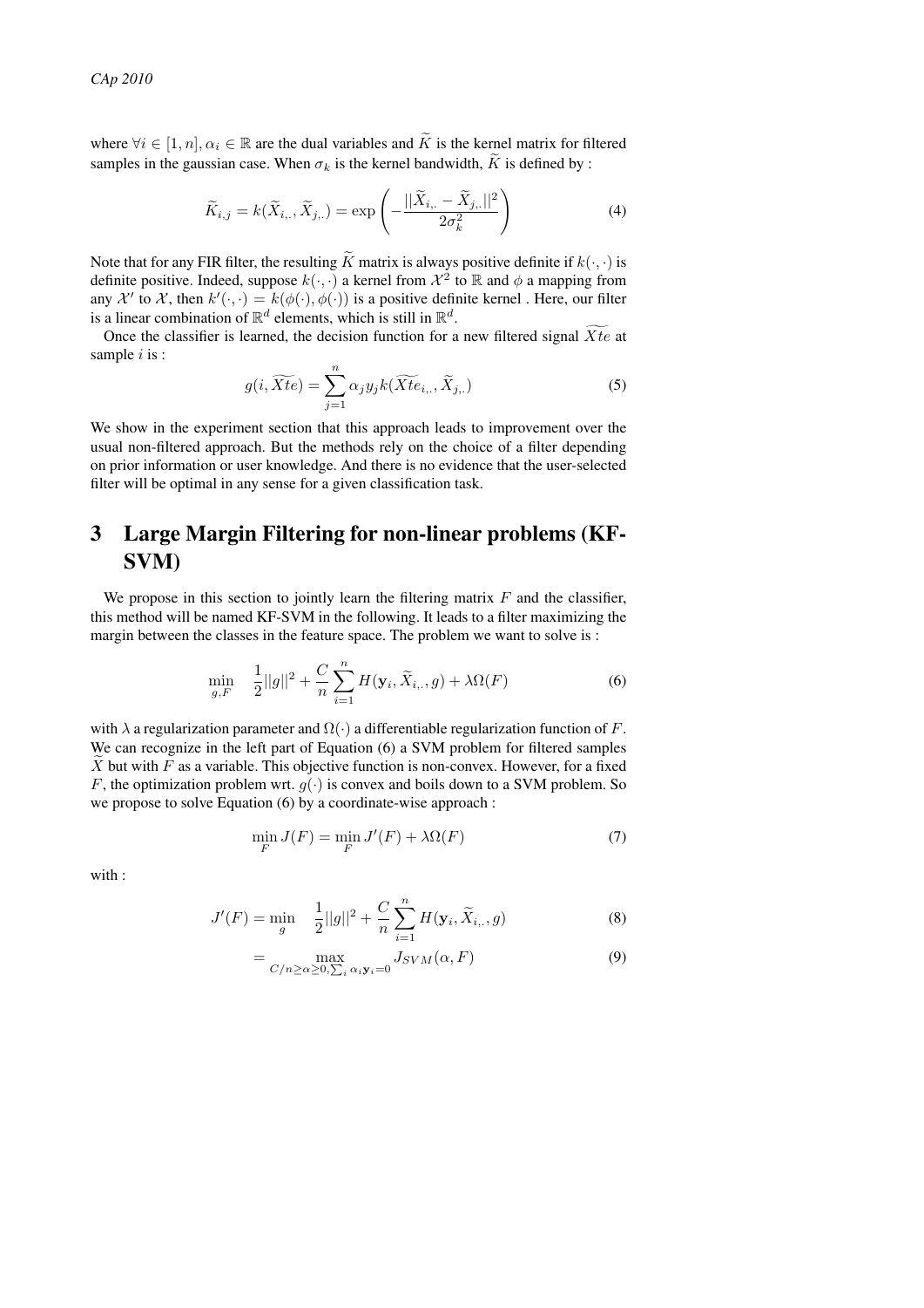where $\forall i \in [1, n], \alpha_i \in \mathbb{R}$ are the dual variables and $\widetilde{K}$ is the kernel matrix for filtered samples in the gaussian case. When $\sigma_k$ is the kernel bandwidth, $\widetilde{K}$ is defined by :

$$\widetilde{K}_{i,j} = k(\widetilde{X}_{i,.}, \widetilde{X}_{j,.}) = \exp\left(-\frac{||\widetilde{X}_{i,.} - \widetilde{X}_{j,.}||^2}{2\sigma_k^2}\right) \tag{4}$$

Note that for any FIR filter, the resulting $\widetilde{K}$ matrix is always positive definite if $k(\cdot,\cdot)$ is definite positive. Indeed, suppose $k(\cdot,\cdot)$ a kernel from $\mathcal{X}^2$ to $\mathbb{R}$ and $\phi$ a mapping from any $\mathcal{X}'$ to $\mathcal{X}$, then $k'(\cdot,\cdot) = k(\phi(\cdot), \phi(\cdot))$ is a positive definite kernel . Here, our filter is a linear combination of $\mathbb{R}^d$ elements, which is still in $\mathbb{R}^d$.

Once the classifier is learned, the decision function for a new filtered signal $\widetilde{Xte}$ at sample $i$ is :

$$g(i, \widetilde{Xte}) = \sum_{j=1}^{n} \alpha_j y_j k(\widetilde{Xte}_{i,.}, \widetilde{X}_{j,.}) \tag{5}$$

We show in the experiment section that this approach leads to improvement over the usual non-filtered approach. But the methods rely on the choice of a filter depending on prior information or user knowledge. And there is no evidence that the user-selected filter will be optimal in any sense for a given classification task.

# 3 Large Margin Filtering for non-linear problems (KF-SVM)

We propose in this section to jointly learn the filtering matrix $F$ and the classifier, this method will be named KF-SVM in the following. It leads to a filter maximizing the margin between the classes in the feature space. The problem we want to solve is :

$$\min_{g,F} \quad \frac{1}{2}||g||^2 + \frac{C}{n}\sum_{i=1}^{n} H(\mathbf{y}_i, \widetilde{X}_{i,.}, g) + \lambda\Omega(F) \tag{6}$$

with $\lambda$ a regularization parameter and $\Omega(\cdot)$ a differentiable regularization function of $F$. We can recognize in the left part of Equation (6) a SVM problem for filtered samples $\widetilde{X}$ but with $F$ as a variable. This objective function is non-convex. However, for a fixed $F$, the optimization problem wrt. $g(\cdot)$ is convex and boils down to a SVM problem. So we propose to solve Equation (6) by a coordinate-wise approach :

$$\min_F J(F) = \min_F J'(F) + \lambda\Omega(F) \tag{7}$$

with :

$$J'(F) = \min_g \quad \frac{1}{2}||g||^2 + \frac{C}{n}\sum_{i=1}^{n} H(\mathbf{y}_i, \widetilde{X}_{i,.}, g) \tag{8}$$

$$= \max_{C/n \geq \alpha \geq 0, \sum_i \alpha_i \mathbf{y}_i = 0} J_{SVM}(\alpha, F) \tag{9}$$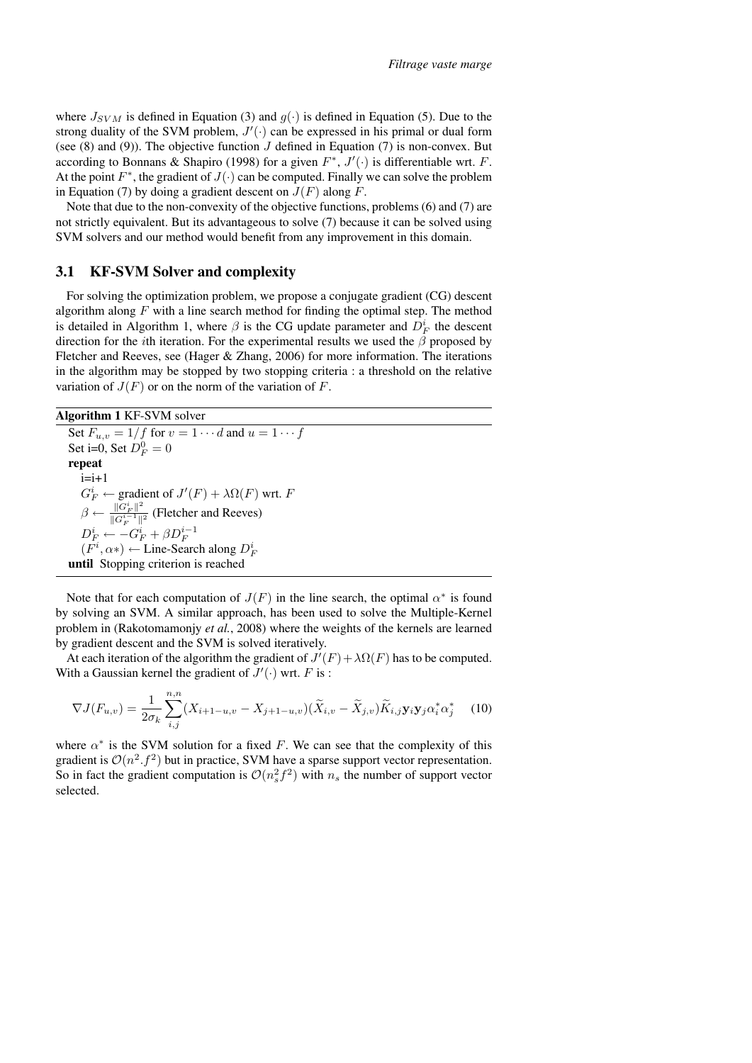where $J_{SVM}$ is defined in Equation (3) and $g(\cdot)$ is defined in Equation (5). Due to the strong duality of the SVM problem, $J'(\cdot)$ can be expressed in his primal or dual form (see (8) and (9)). The objective function $J$ defined in Equation (7) is non-convex. But according to Bonnans & Shapiro (1998) for a given $F^*$, $J'(\cdot)$ is differentiable wrt. $F$. At the point $F^*$, the gradient of $J(\cdot)$ can be computed. Finally we can solve the problem in Equation (7) by doing a gradient descent on $J(F)$ along $F$.

Note that due to the non-convexity of the objective functions, problems (6) and (7) are not strictly equivalent. But its advantageous to solve (7) because it can be solved using SVM solvers and our method would benefit from any improvement in this domain.

### 3.1 KF-SVM Solver and complexity

For solving the optimization problem, we propose a conjugate gradient (CG) descent algorithm along $F$ with a line search method for finding the optimal step. The method is detailed in Algorithm 1, where $\beta$ is the CG update parameter and $D_F^i$ the descent direction for the $i$th iteration. For the experimental results we used the $\beta$ proposed by Fletcher and Reeves, see (Hager & Zhang, 2006) for more information. The iterations in the algorithm may be stopped by two stopping criteria : a threshold on the relative variation of $J(F)$ or on the norm of the variation of $F$.

**Algorithm 1** KF-SVM solver

```
Set F_{u,v} = 1/f for v = 1···d and u = 1···f
Set i=0, Set D_F^0 = 0
repeat
    i=i+1
    G_F^i ← gradient of J'(F) + λΩ(F) wrt. F
    β ← ||G_F^i||^2 / ||G_F^{i-1}||^2 (Fletcher and Reeves)
    D_F^i ← -G_F^i + β D_F^{i-1}
    (F^i, α*) ← Line-Search along D_F^i
until Stopping criterion is reached
```

Note that for each computation of $J(F)$ in the line search, the optimal $\alpha^*$ is found by solving an SVM. A similar approach, has been used to solve the Multiple-Kernel problem in (Rakotomamonjy *et al.*, 2008) where the weights of the kernels are learned by gradient descent and the SVM is solved iteratively.

At each iteration of the algorithm the gradient of $J'(F) + \lambda\Omega(F)$ has to be computed. With a Gaussian kernel the gradient of $J'(\cdot)$ wrt. $F$ is :

$$\nabla J(F_{u,v}) = \frac{1}{2\sigma_k} \sum_{i,j}^{n,n} (X_{i+1-u,v} - X_{j+1-u,v})(\widetilde{X}_{i,v} - \widetilde{X}_{j,v})\widetilde{K}_{i,j}\mathbf{y}_i\mathbf{y}_j\alpha_i^*\alpha_j^* \quad (10)$$

where $\alpha^*$ is the SVM solution for a fixed $F$. We can see that the complexity of this gradient is $\mathcal{O}(n^2.f^2)$ but in practice, SVM have a sparse support vector representation. So in fact the gradient computation is $\mathcal{O}(n_s^2 f^2)$ with $n_s$ the number of support vector selected.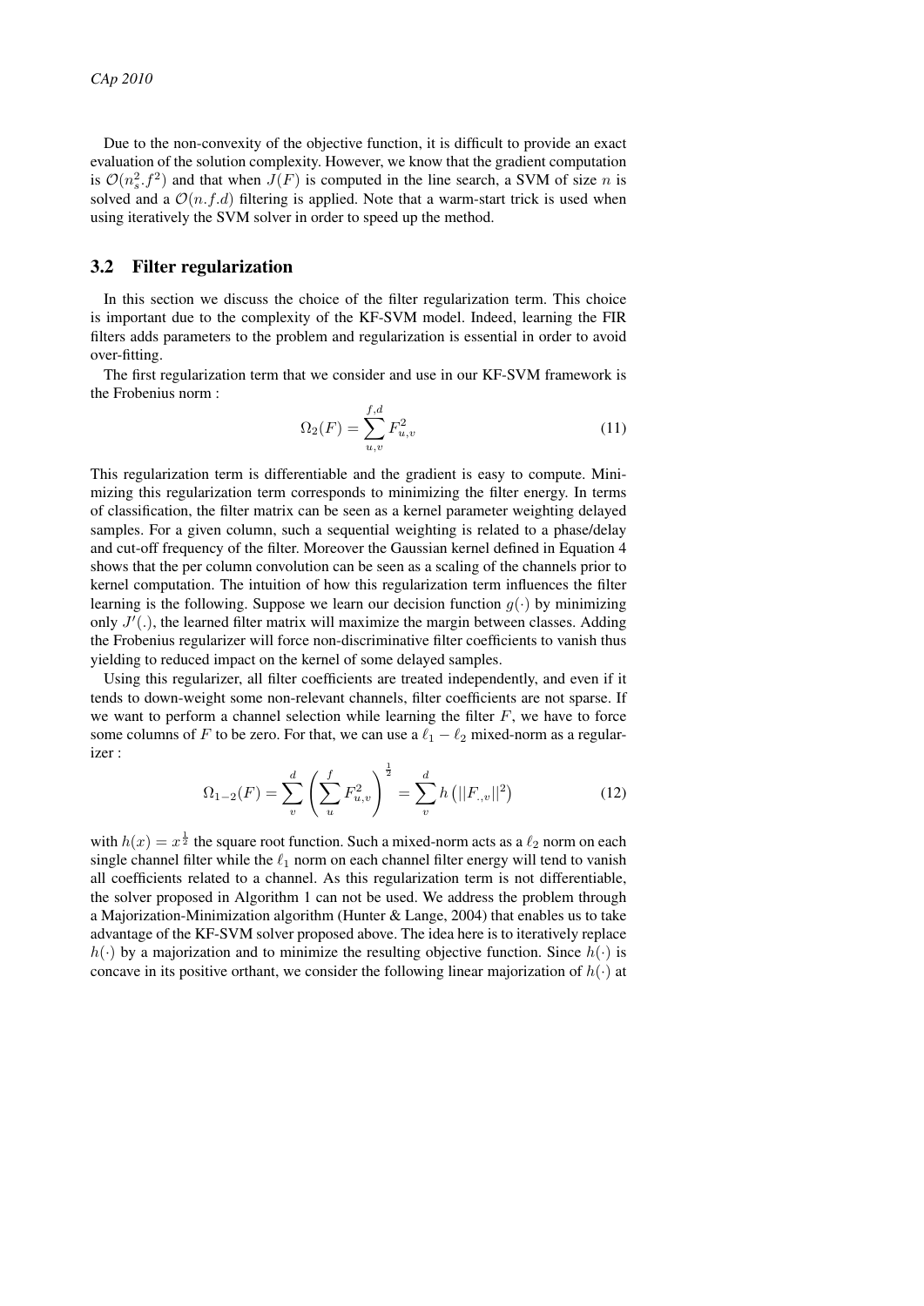Due to the non-convexity of the objective function, it is difficult to provide an exact evaluation of the solution complexity. However, we know that the gradient computation is $\mathcal{O}(n_s^2.f^2)$ and that when $J(F)$ is computed in the line search, a SVM of size $n$ is solved and a $\mathcal{O}(n.f.d)$ filtering is applied. Note that a warm-start trick is used when using iteratively the SVM solver in order to speed up the method.

### 3.2 Filter regularization

In this section we discuss the choice of the filter regularization term. This choice is important due to the complexity of the KF-SVM model. Indeed, learning the FIR filters adds parameters to the problem and regularization is essential in order to avoid over-fitting.

The first regularization term that we consider and use in our KF-SVM framework is the Frobenius norm :

$$\Omega_2(F) = \sum_{u,v}^{f,d} F_{u,v}^2 \tag{11}$$

This regularization term is differentiable and the gradient is easy to compute. Minimizing this regularization term corresponds to minimizing the filter energy. In terms of classification, the filter matrix can be seen as a kernel parameter weighting delayed samples. For a given column, such a sequential weighting is related to a phase/delay and cut-off frequency of the filter. Moreover the Gaussian kernel defined in Equation 4 shows that the per column convolution can be seen as a scaling of the channels prior to kernel computation. The intuition of how this regularization term influences the filter learning is the following. Suppose we learn our decision function $g(\cdot)$ by minimizing only $J'(.)$, the learned filter matrix will maximize the margin between classes. Adding the Frobenius regularizer will force non-discriminative filter coefficients to vanish thus yielding to reduced impact on the kernel of some delayed samples.

Using this regularizer, all filter coefficients are treated independently, and even if it tends to down-weight some non-relevant channels, filter coefficients are not sparse. If we want to perform a channel selection while learning the filter $F$, we have to force some columns of $F$ to be zero. For that, we can use a $\ell_1 - \ell_2$ mixed-norm as a regularizer :

$$\Omega_{1-2}(F) = \sum_{v}^{d} \left( \sum_{u}^{f} F_{u,v}^2 \right)^{\frac{1}{2}} = \sum_{v}^{d} h\left(||F_{.,v}||^2\right) \tag{12}$$

with $h(x) = x^{\frac{1}{2}}$ the square root function. Such a mixed-norm acts as a $\ell_2$ norm on each single channel filter while the $\ell_1$ norm on each channel filter energy will tend to vanish all coefficients related to a channel. As this regularization term is not differentiable, the solver proposed in Algorithm 1 can not be used. We address the problem through a Majorization-Minimization algorithm (Hunter & Lange, 2004) that enables us to take advantage of the KF-SVM solver proposed above. The idea here is to iteratively replace $h(\cdot)$ by a majorization and to minimize the resulting objective function. Since $h(\cdot)$ is concave in its positive orthant, we consider the following linear majorization of $h(\cdot)$ at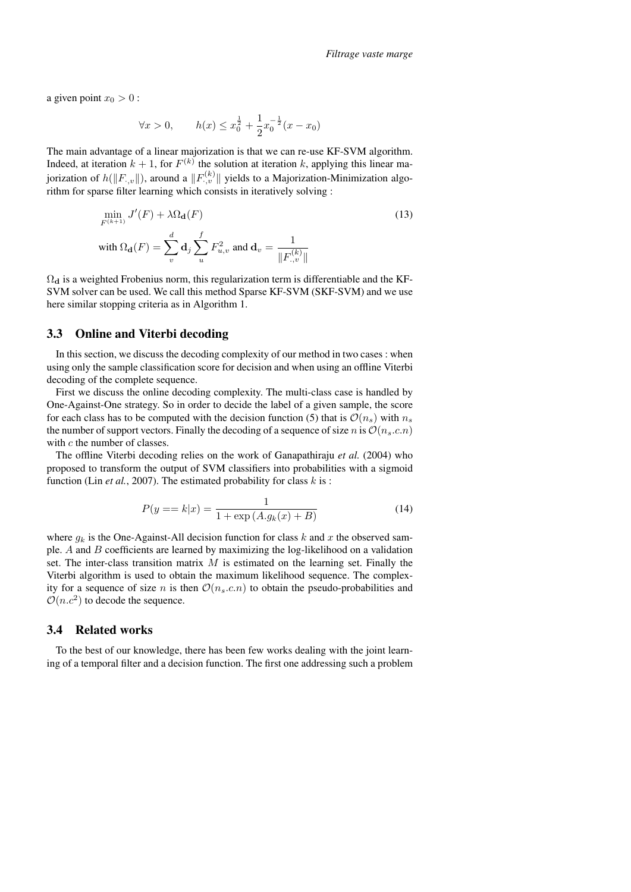a given point $x_0 > 0$ :

$$\forall x > 0, \qquad h(x) \leq x_0^{\frac{1}{2}} + \frac{1}{2} x_0^{-\frac{1}{2}} (x - x_0)$$

The main advantage of a linear majorization is that we can re-use KF-SVM algorithm. Indeed, at iteration $k+1$, for $F^{(k)}$ the solution at iteration $k$, applying this linear majorization of $h(\|F_{.,v}\|)$, around a $\|F_{.,v}^{(k)}\|$ yields to a Majorization-Minimization algorithm for sparse filter learning which consists in iteratively solving :

$$\min_{F^{(k+1)}} J'(F) + \lambda \Omega_{\mathbf{d}}(F) \tag{13}$$

$$\text{with } \Omega_{\mathbf{d}}(F) = \sum_{v}^{d} \mathbf{d}_j \sum_{u}^{f} F_{u,v}^2 \text{ and } \mathbf{d}_v = \frac{1}{\|F_{.,v}^{(k)}\|}$$

$\Omega_{\mathbf{d}}$ is a weighted Frobenius norm, this regularization term is differentiable and the KF-SVM solver can be used. We call this method Sparse KF-SVM (SKF-SVM) and we use here similar stopping criteria as in Algorithm 1.

## 3.3 Online and Viterbi decoding

In this section, we discuss the decoding complexity of our method in two cases : when using only the sample classification score for decision and when using an offline Viterbi decoding of the complete sequence.

First we discuss the online decoding complexity. The multi-class case is handled by One-Against-One strategy. So in order to decide the label of a given sample, the score for each class has to be computed with the decision function (5) that is $\mathcal{O}(n_s)$ with $n_s$ the number of support vectors. Finally the decoding of a sequence of size $n$ is $\mathcal{O}(n_s.c.n)$ with $c$ the number of classes.

The offline Viterbi decoding relies on the work of Ganapathiraju *et al.* (2004) who proposed to transform the output of SVM classifiers into probabilities with a sigmoid function (Lin *et al.*, 2007). The estimated probability for class $k$ is :

$$P(y == k|x) = \frac{1}{1 + \exp\left(A.g_k(x) + B\right)} \tag{14}$$

where $g_k$ is the One-Against-All decision function for class $k$ and $x$ the observed sample. $A$ and $B$ coefficients are learned by maximizing the log-likelihood on a validation set. The inter-class transition matrix $M$ is estimated on the learning set. Finally the Viterbi algorithm is used to obtain the maximum likelihood sequence. The complexity for a sequence of size $n$ is then $\mathcal{O}(n_s.c.n)$ to obtain the pseudo-probabilities and $\mathcal{O}(n.c^2)$ to decode the sequence.

## 3.4 Related works

To the best of our knowledge, there has been few works dealing with the joint learning of a temporal filter and a decision function. The first one addressing such a problem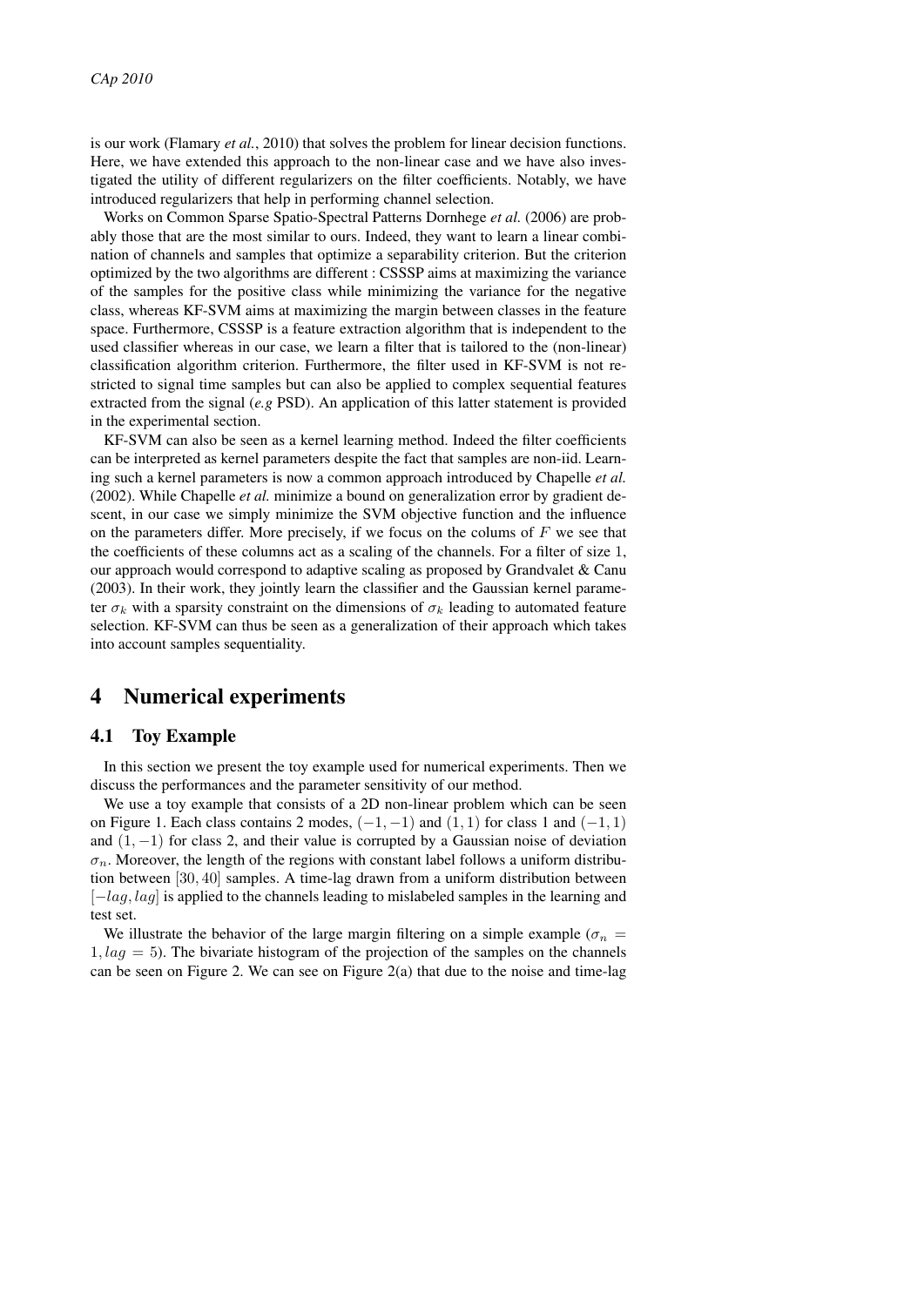is our work (Flamary *et al.*, 2010) that solves the problem for linear decision functions. Here, we have extended this approach to the non-linear case and we have also investigated the utility of different regularizers on the filter coefficients. Notably, we have introduced regularizers that help in performing channel selection.

Works on Common Sparse Spatio-Spectral Patterns Dornhege *et al.* (2006) are probably those that are the most similar to ours. Indeed, they want to learn a linear combination of channels and samples that optimize a separability criterion. But the criterion optimized by the two algorithms are different : CSSSP aims at maximizing the variance of the samples for the positive class while minimizing the variance for the negative class, whereas KF-SVM aims at maximizing the margin between classes in the feature space. Furthermore, CSSSP is a feature extraction algorithm that is independent to the used classifier whereas in our case, we learn a filter that is tailored to the (non-linear) classification algorithm criterion. Furthermore, the filter used in KF-SVM is not restricted to signal time samples but can also be applied to complex sequential features extracted from the signal (*e.g* PSD). An application of this latter statement is provided in the experimental section.

KF-SVM can also be seen as a kernel learning method. Indeed the filter coefficients can be interpreted as kernel parameters despite the fact that samples are non-iid. Learning such a kernel parameters is now a common approach introduced by Chapelle *et al.* (2002). While Chapelle *et al.* minimize a bound on generalization error by gradient descent, in our case we simply minimize the SVM objective function and the influence on the parameters differ. More precisely, if we focus on the colums of $F$ we see that the coefficients of these columns act as a scaling of the channels. For a filter of size 1, our approach would correspond to adaptive scaling as proposed by Grandvalet & Canu (2003). In their work, they jointly learn the classifier and the Gaussian kernel parameter $\sigma_k$ with a sparsity constraint on the dimensions of $\sigma_k$ leading to automated feature selection. KF-SVM can thus be seen as a generalization of their approach which takes into account samples sequentiality.

# 4 Numerical experiments

## 4.1 Toy Example

In this section we present the toy example used for numerical experiments. Then we discuss the performances and the parameter sensitivity of our method.

We use a toy example that consists of a 2D non-linear problem which can be seen on Figure 1. Each class contains 2 modes, $(-1, -1)$ and $(1, 1)$ for class 1 and $(-1, 1)$ and $(1, -1)$ for class 2, and their value is corrupted by a Gaussian noise of deviation $\sigma_n$. Moreover, the length of the regions with constant label follows a uniform distribution between $[30, 40]$ samples. A time-lag drawn from a uniform distribution between $[-lag, lag]$ is applied to the channels leading to mislabeled samples in the learning and test set.

We illustrate the behavior of the large margin filtering on a simple example ($\sigma_n = 1, lag = 5$). The bivariate histogram of the projection of the samples on the channels can be seen on Figure 2. We can see on Figure 2(a) that due to the noise and time-lag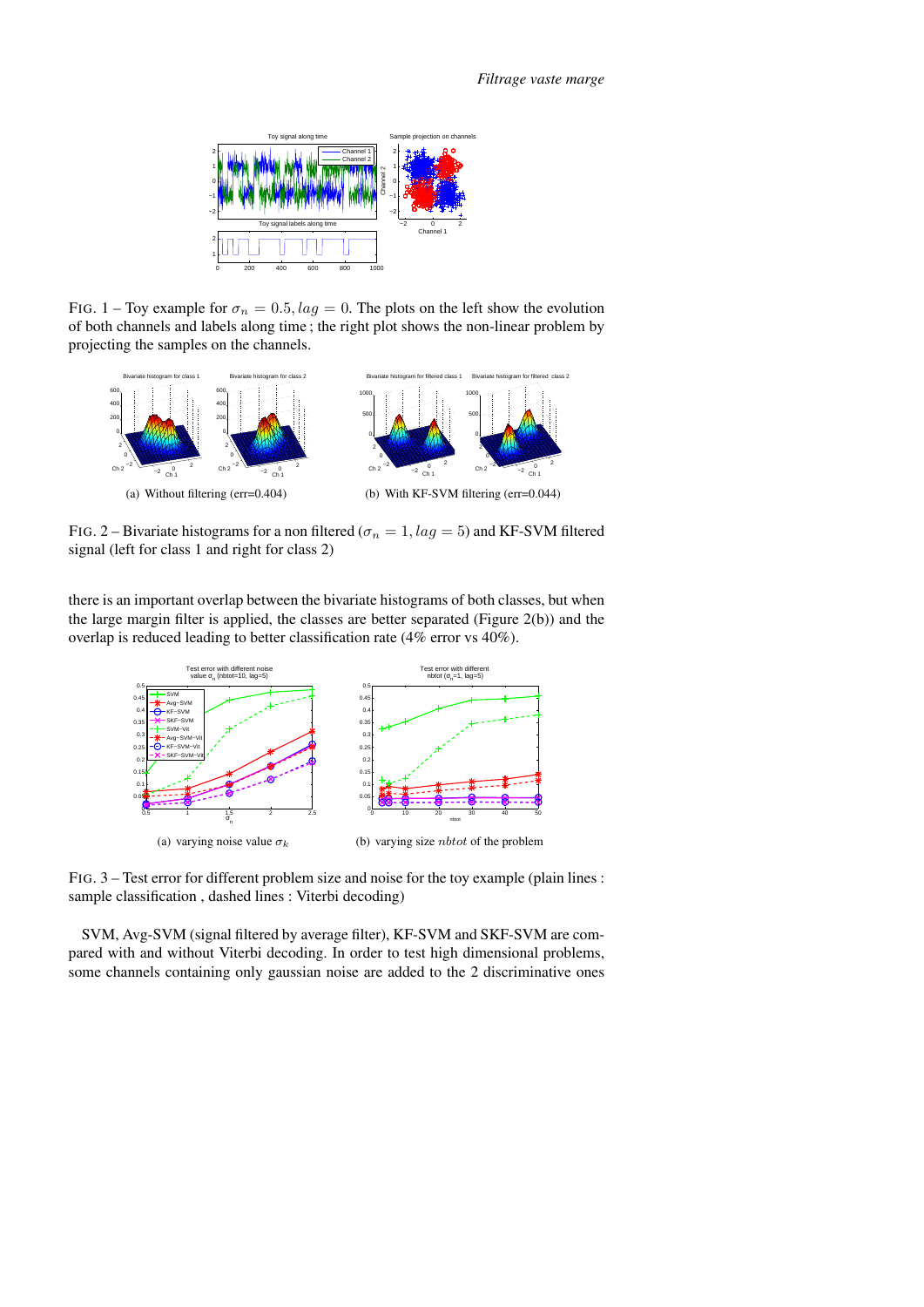FIG. 1 – Toy example for $\sigma_n = 0.5, lag = 0$. The plots on the left show the evolution of both channels and labels along time ; the right plot shows the non-linear problem by projecting the samples on the channels.

(a) Without filtering (err=0.404)

(b) With KF-SVM filtering (err=0.044)

FIG. 2 – Bivariate histograms for a non filtered ($\sigma_n = 1, lag = 5$) and KF-SVM filtered signal (left for class 1 and right for class 2)

there is an important overlap between the bivariate histograms of both classes, but when the large margin filter is applied, the classes are better separated (Figure 2(b)) and the overlap is reduced leading to better classification rate (4% error vs 40%).

(a) varying noise value $\sigma_k$

(b) varying size $nbtot$ of the problem

FIG. 3 – Test error for different problem size and noise for the toy example (plain lines : sample classification , dashed lines : Viterbi decoding)

SVM, Avg-SVM (signal filtered by average filter), KF-SVM and SKF-SVM are compared with and without Viterbi decoding. In order to test high dimensional problems, some channels containing only gaussian noise are added to the 2 discriminative ones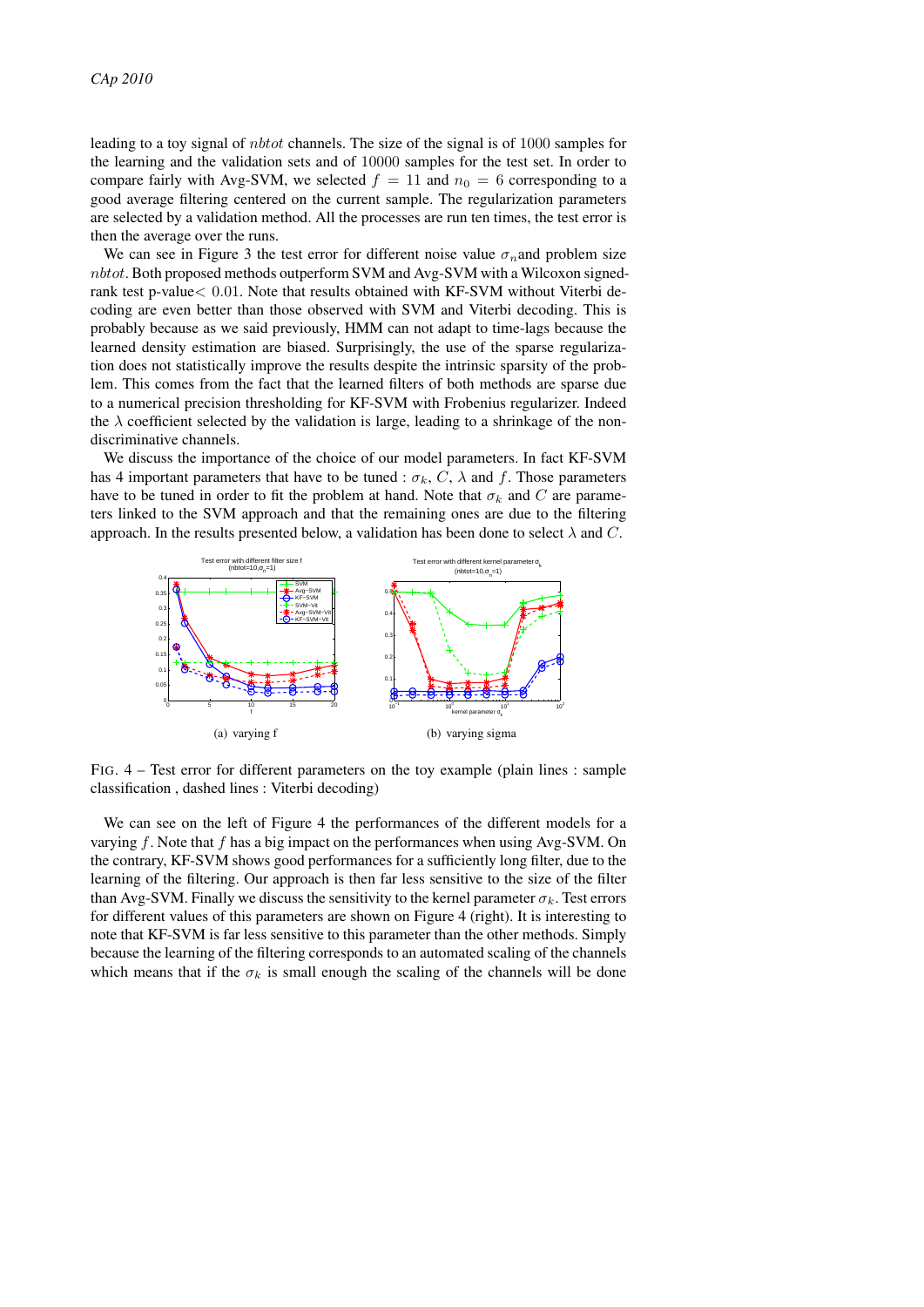leading to a toy signal of $nbtot$ channels. The size of the signal is of $1000$ samples for the learning and the validation sets and of $10000$ samples for the test set. In order to compare fairly with Avg-SVM, we selected $f = 11$ and $n_0 = 6$ corresponding to a good average filtering centered on the current sample. The regularization parameters are selected by a validation method. All the processes are run ten times, the test error is then the average over the runs.

We can see in Figure 3 the test error for different noise value $\sigma_n$and problem size $nbtot$. Both proposed methods outperform SVM and Avg-SVM with a Wilcoxon signed-rank test p-value$< 0.01$. Note that results obtained with KF-SVM without Viterbi decoding are even better than those observed with SVM and Viterbi decoding. This is probably because as we said previously, HMM can not adapt to time-lags because the learned density estimation are biased. Surprisingly, the use of the sparse regularization does not statistically improve the results despite the intrinsic sparsity of the problem. This comes from the fact that the learned filters of both methods are sparse due to a numerical precision thresholding for KF-SVM with Frobenius regularizer. Indeed the $\lambda$ coefficient selected by the validation is large, leading to a shrinkage of the non-discriminative channels.

We discuss the importance of the choice of our model parameters. In fact KF-SVM has 4 important parameters that have to be tuned : $\sigma_k$, $C$, $\lambda$ and $f$. Those parameters have to be tuned in order to fit the problem at hand. Note that $\sigma_k$ and $C$ are parameters linked to the SVM approach and that the remaining ones are due to the filtering approach. In the results presented below, a validation has been done to select $\lambda$ and $C$.

(a) varying f

(b) varying sigma

FIG. 4 – Test error for different parameters on the toy example (plain lines : sample classification , dashed lines : Viterbi decoding)

We can see on the left of Figure 4 the performances of the different models for a varying $f$. Note that $f$ has a big impact on the performances when using Avg-SVM. On the contrary, KF-SVM shows good performances for a sufficiently long filter, due to the learning of the filtering. Our approach is then far less sensitive to the size of the filter than Avg-SVM. Finally we discuss the sensitivity to the kernel parameter $\sigma_k$. Test errors for different values of this parameters are shown on Figure 4 (right). It is interesting to note that KF-SVM is far less sensitive to this parameter than the other methods. Simply because the learning of the filtering corresponds to an automated scaling of the channels which means that if the $\sigma_k$ is small enough the scaling of the channels will be done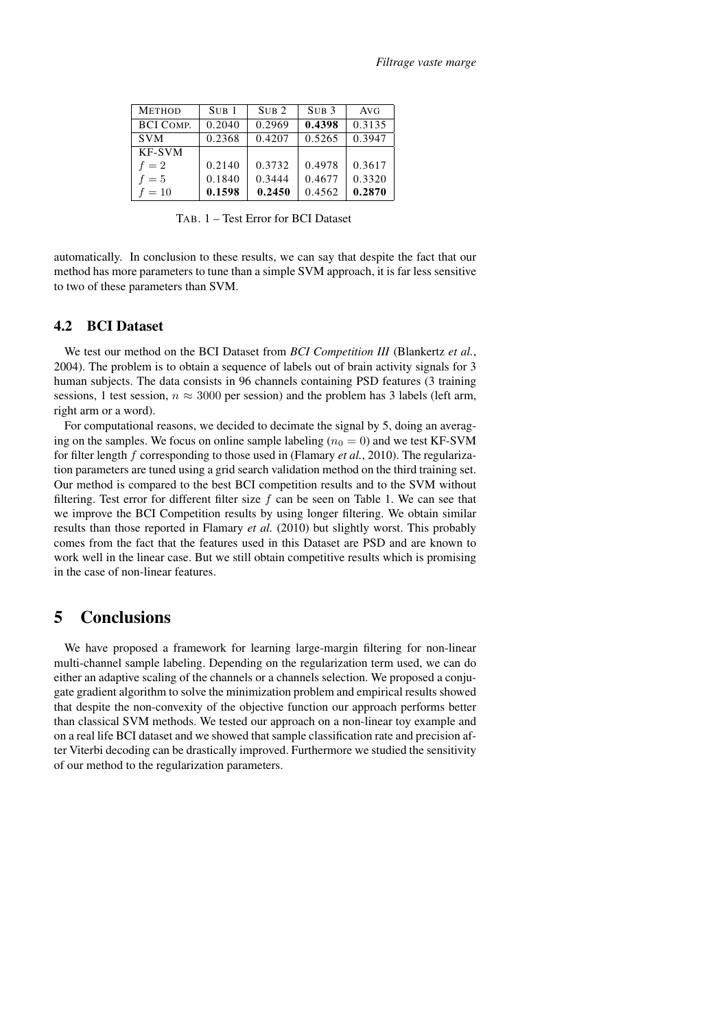| Method | Sub 1 | Sub 2 | Sub 3 | Avg |
|---|---|---|---|---|
| BCI Comp. | 0.2040 | 0.2969 | **0.4398** | 0.3135 |
| SVM | 0.2368 | 0.4207 | 0.5265 | 0.3947 |
| KF-SVM | | | | |
| $f = 2$ | 0.2140 | 0.3732 | 0.4978 | 0.3617 |
| $f = 5$ | 0.1840 | 0.3444 | 0.4677 | 0.3320 |
| $f = 10$ | **0.1598** | **0.2450** | 0.4562 | **0.2870** |

TAB. 1 – Test Error for BCI Dataset

automatically. In conclusion to these results, we can say that despite the fact that our method has more parameters to tune than a simple SVM approach, it is far less sensitive to two of these parameters than SVM.

### 4.2 BCI Dataset

We test our method on the BCI Dataset from *BCI Competition III* (Blankertz *et al.*, 2004). The problem is to obtain a sequence of labels out of brain activity signals for 3 human subjects. The data consists in 96 channels containing PSD features (3 training sessions, 1 test session, $n \approx 3000$ per session) and the problem has 3 labels (left arm, right arm or a word).

For computational reasons, we decided to decimate the signal by 5, doing an averaging on the samples. We focus on online sample labeling ($n_0 = 0$) and we test KF-SVM for filter length $f$ corresponding to those used in (Flamary *et al.*, 2010). The regularization parameters are tuned using a grid search validation method on the third training set. Our method is compared to the best BCI competition results and to the SVM without filtering. Test error for different filter size $f$ can be seen on Table 1. We can see that we improve the BCI Competition results by using longer filtering. We obtain similar results than those reported in Flamary *et al.* (2010) but slightly worst. This probably comes from the fact that the features used in this Dataset are PSD and are known to work well in the linear case. But we still obtain competitive results which is promising in the case of non-linear features.

## 5 Conclusions

We have proposed a framework for learning large-margin filtering for non-linear multi-channel sample labeling. Depending on the regularization term used, we can do either an adaptive scaling of the channels or a channels selection. We proposed a conjugate gradient algorithm to solve the minimization problem and empirical results showed that despite the non-convexity of the objective function our approach performs better than classical SVM methods. We tested our approach on a non-linear toy example and on a real life BCI dataset and we showed that sample classification rate and precision after Viterbi decoding can be drastically improved. Furthermore we studied the sensitivity of our method to the regularization parameters.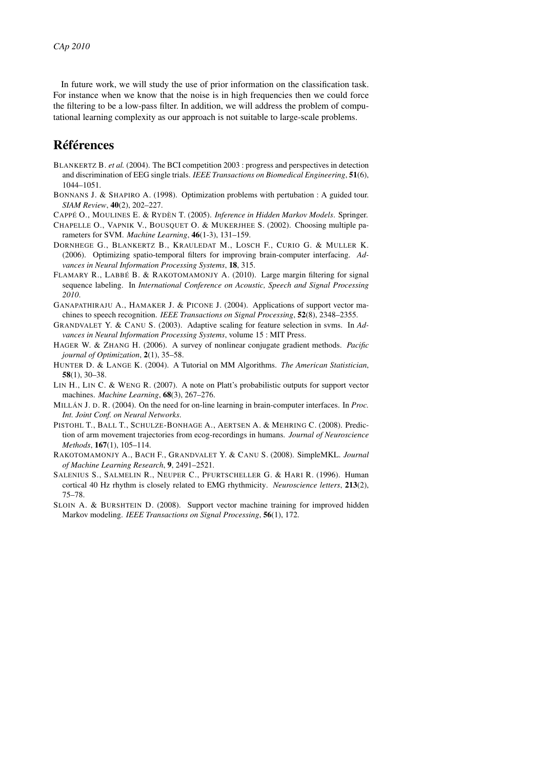In future work, we will study the use of prior information on the classification task. For instance when we know that the noise is in high frequencies then we could force the filtering to be a low-pass filter. In addition, we will address the problem of computational learning complexity as our approach is not suitable to large-scale problems.

# Références

BLANKERTZ B. *et al.* (2004). The BCI competition 2003 : progress and perspectives in detection and discrimination of EEG single trials. *IEEE Transactions on Biomedical Engineering*, **51**(6), 1044–1051.

BONNANS J. & SHAPIRO A. (1998). Optimization problems with pertubation : A guided tour. *SIAM Review*, **40**(2), 202–227.

CAPPÉ O., MOULINES E. & RYDÈN T. (2005). *Inference in Hidden Markov Models*. Springer.

CHAPELLE O., VAPNIK V., BOUSQUET O. & MUKERJHEE S. (2002). Choosing multiple parameters for SVM. *Machine Learning*, **46**(1-3), 131–159.

DORNHEGE G., BLANKERTZ B., KRAULEDAT M., LOSCH F., CURIO G. & MULLER K. (2006). Optimizing spatio-temporal filters for improving brain-computer interfacing. *Advances in Neural Information Processing Systems*, **18**, 315.

FLAMARY R., LABBÉ B. & RAKOTOMAMONJY A. (2010). Large margin filtering for signal sequence labeling. In *International Conference on Acoustic, Speech and Signal Processing 2010*.

GANAPATHIRAJU A., HAMAKER J. & PICONE J. (2004). Applications of support vector machines to speech recognition. *IEEE Transactions on Signal Processing*, **52**(8), 2348–2355.

GRANDVALET Y. & CANU S. (2003). Adaptive scaling for feature selection in svms. In *Advances in Neural Information Processing Systems*, volume 15 : MIT Press.

HAGER W. & ZHANG H. (2006). A survey of nonlinear conjugate gradient methods. *Pacific journal of Optimization*, **2**(1), 35–58.

HUNTER D. & LANGE K. (2004). A Tutorial on MM Algorithms. *The American Statistician*, **58**(1), 30–38.

LIN H., LIN C. & WENG R. (2007). A note on Platt's probabilistic outputs for support vector machines. *Machine Learning*, **68**(3), 267–276.

MILLÁN J. D. R. (2004). On the need for on-line learning in brain-computer interfaces. In *Proc. Int. Joint Conf. on Neural Networks*.

PISTOHL T., BALL T., SCHULZE-BONHAGE A., AERTSEN A. & MEHRING C. (2008). Prediction of arm movement trajectories from ecog-recordings in humans. *Journal of Neuroscience Methods*, **167**(1), 105–114.

RAKOTOMAMONJY A., BACH F., GRANDVALET Y. & CANU S. (2008). SimpleMKL. *Journal of Machine Learning Research*, **9**, 2491–2521.

SALENIUS S., SALMELIN R., NEUPER C., PFURTSCHELLER G. & HARI R. (1996). Human cortical 40 Hz rhythm is closely related to EMG rhythmicity. *Neuroscience letters*, **213**(2), 75–78.

SLOIN A. & BURSHTEIN D. (2008). Support vector machine training for improved hidden Markov modeling. *IEEE Transactions on Signal Processing*, **56**(1), 172.